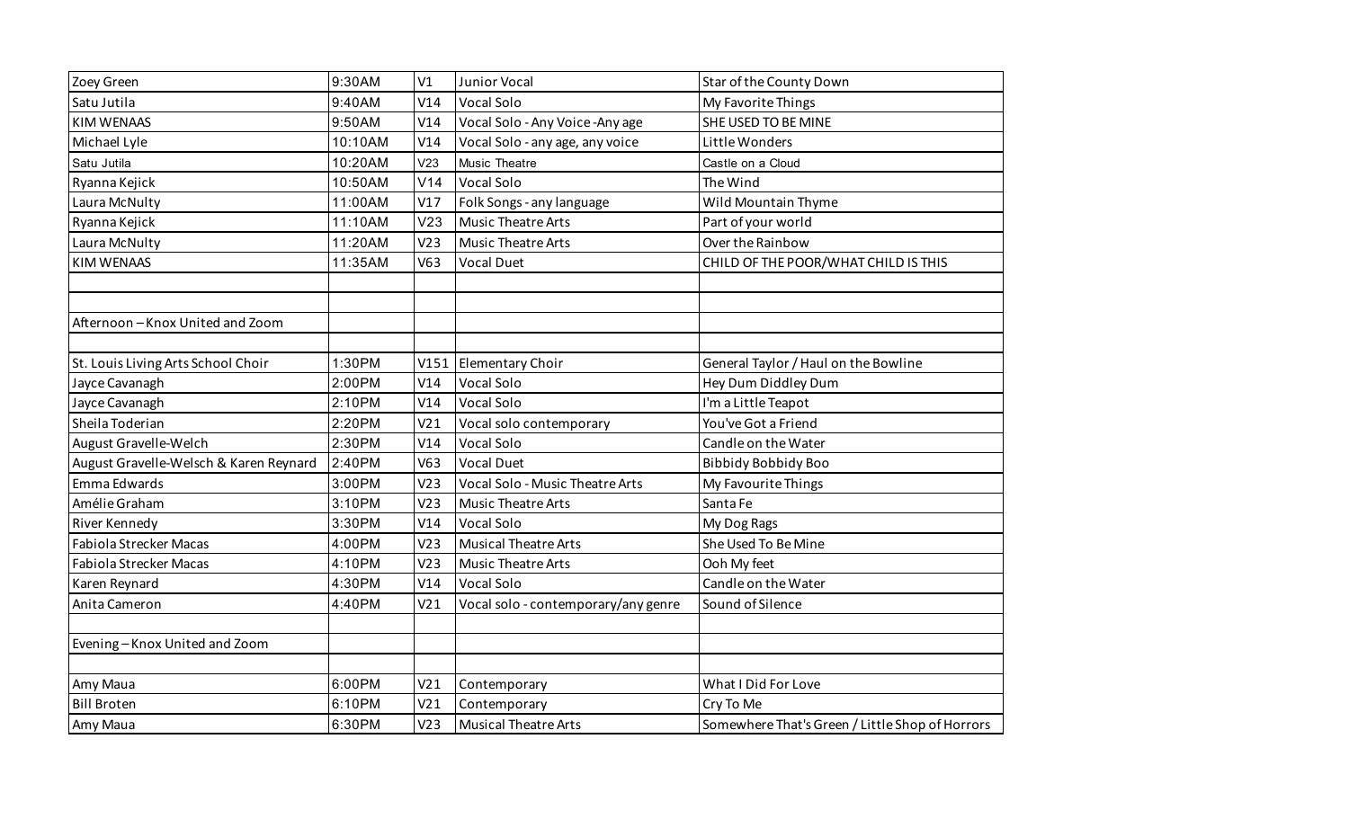| | | | | |
|---|---|---|---|---|
| Zoey Green | 9:30AM | V1 | Junior Vocal | Star of the County Down |
| Satu Jutila | 9:40AM | V14 | Vocal Solo | My Favorite Things |
| KIM WENAAS | 9:50AM | V14 | Vocal Solo - Any Voice -Any age | SHE USED TO BE MINE |
| Michael Lyle | 10:10AM | V14 | Vocal Solo - any age, any voice | Little Wonders |
| Satu Jutila | 10:20AM | V23 | Music Theatre | Castle on a Cloud |
| Ryanna Kejick | 10:50AM | V14 | Vocal Solo | The Wind |
| Laura McNulty | 11:00AM | V17 | Folk Songs - any language | Wild Mountain Thyme |
| Ryanna Kejick | 11:10AM | V23 | Music Theatre Arts | Part of your world |
| Laura McNulty | 11:20AM | V23 | Music Theatre Arts | Over the Rainbow |
| KIM WENAAS | 11:35AM | V63 | Vocal Duet | CHILD OF THE POOR/WHAT CHILD IS THIS |
| | | | | |
| | | | | |
| Afternoon – Knox United and Zoom | | | | |
| | | | | |
| St. Louis Living Arts School Choir | 1:30PM | V151 | Elementary Choir | General Taylor / Haul on the Bowline |
| Jayce Cavanagh | 2:00PM | V14 | Vocal Solo | Hey Dum Diddley Dum |
| Jayce Cavanagh | 2:10PM | V14 | Vocal Solo | I'm a Little Teapot |
| Sheila Toderian | 2:20PM | V21 | Vocal solo contemporary | You've Got a Friend |
| August Gravelle-Welch | 2:30PM | V14 | Vocal Solo | Candle on the Water |
| August Gravelle-Welsch & Karen Reynard | 2:40PM | V63 | Vocal Duet | Bibbidy Bobbidy Boo |
| Emma Edwards | 3:00PM | V23 | Vocal Solo - Music Theatre Arts | My Favourite Things |
| Amélie Graham | 3:10PM | V23 | Music Theatre Arts | Santa Fe |
| River Kennedy | 3:30PM | V14 | Vocal Solo | My Dog Rags |
| Fabiola Strecker Macas | 4:00PM | V23 | Musical Theatre Arts | She Used To Be Mine |
| Fabiola Strecker Macas | 4:10PM | V23 | Music Theatre Arts | Ooh My feet |
| Karen Reynard | 4:30PM | V14 | Vocal Solo | Candle on the Water |
| Anita Cameron | 4:40PM | V21 | Vocal solo - contemporary/any genre | Sound of Silence |
| | | | | |
| Evening – Knox United and Zoom | | | | |
| | | | | |
| Amy Maua | 6:00PM | V21 | Contemporary | What I Did For Love |
| Bill Broten | 6:10PM | V21 | Contemporary | Cry To Me |
| Amy Maua | 6:30PM | V23 | Musical Theatre Arts | Somewhere That's Green / Little Shop of Horrors |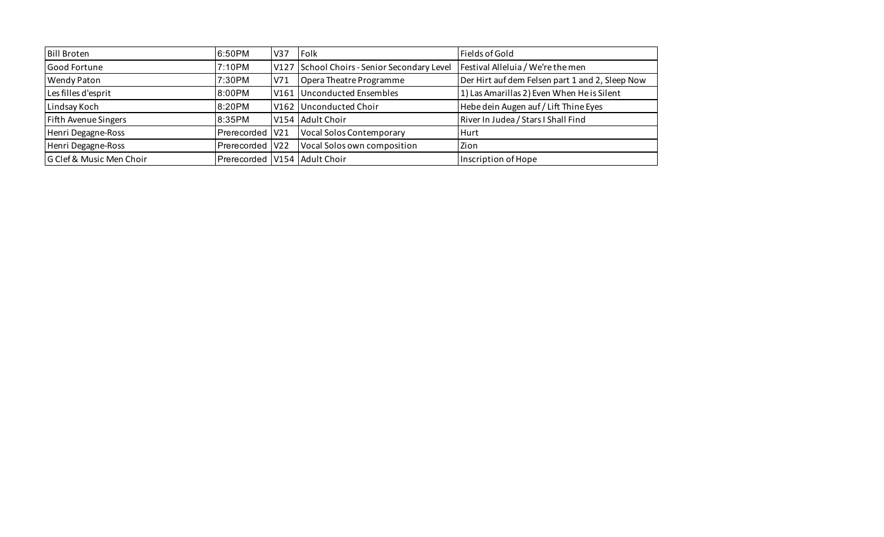| | | | | |
|---|---|---|---|---|
| Bill Broten | 6:50PM | V37 | Folk | Fields of Gold |
| Good Fortune | 7:10PM | V127 | School Choirs - Senior Secondary Level | Festival Alleluia / We're the men |
| Wendy Paton | 7:30PM | V71 | Opera Theatre Programme | Der Hirt auf dem Felsen part 1 and 2, Sleep Now |
| Les filles d'esprit | 8:00PM | V161 | Unconducted Ensembles | 1) Las Amarillas 2) Even When He is Silent |
| Lindsay Koch | 8:20PM | V162 | Unconducted Choir | Hebe dein Augen auf / Lift Thine Eyes |
| Fifth Avenue Singers | 8:35PM | V154 | Adult Choir | River In Judea / Stars I Shall Find |
| Henri Degagne-Ross | Prerecorded | V21 | Vocal Solos Contemporary | Hurt |
| Henri Degagne-Ross | Prerecorded | V22 | Vocal Solos own composition | Zion |
| G Clef & Music Men Choir | Prerecorded | V154 | Adult Choir | Inscription of Hope |